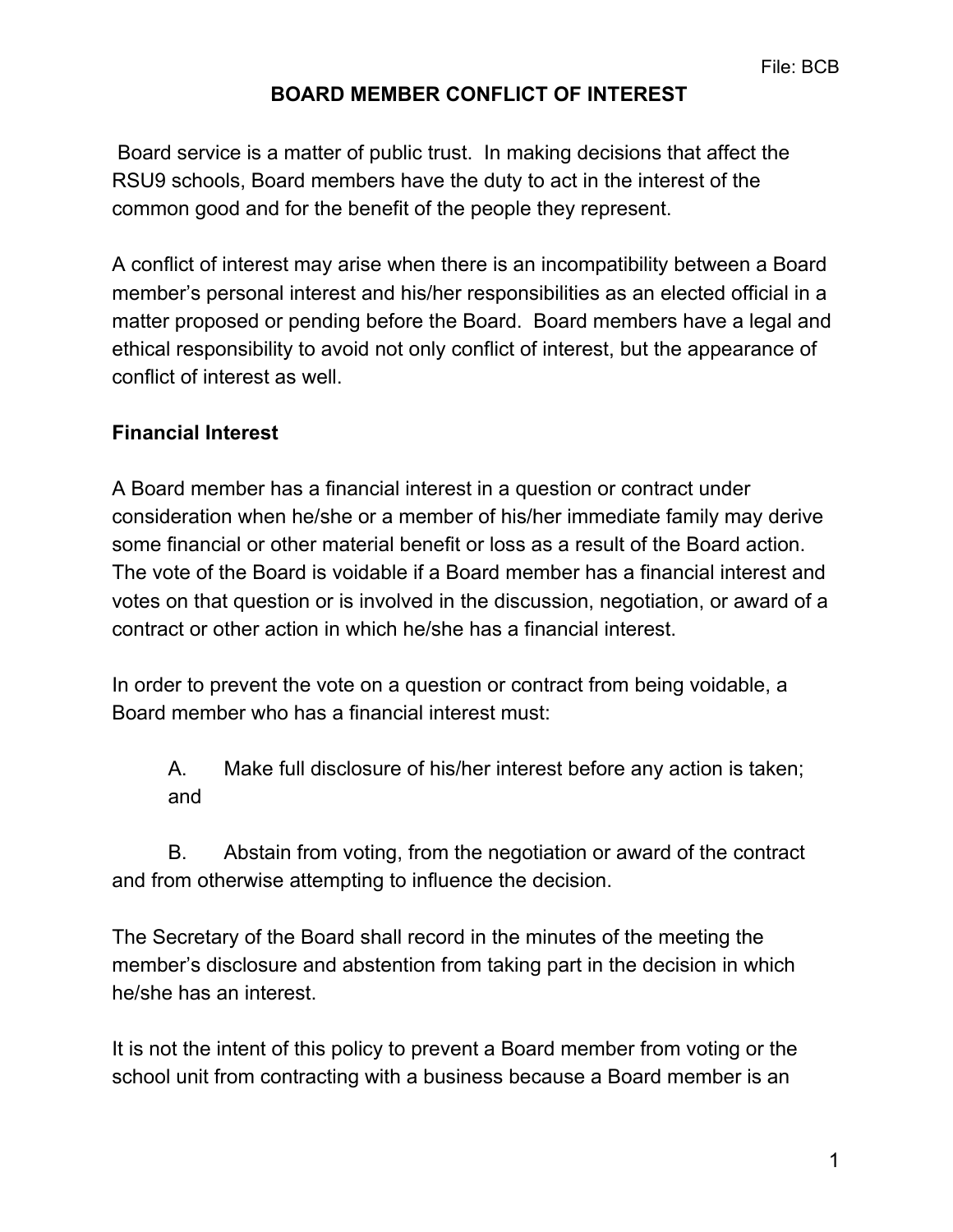File: BCB

# BOARD MEMBER CONFLICT OF INTEREST

Board service is a matter of public trust. In making decisions that affect the RSU9 schools, Board members have the duty to act in the interest of the common good and for the benefit of the people they represent.

A conflict of interest may arise when there is an incompatibility between a Board member's personal interest and his/her responsibilities as an elected official in a matter proposed or pending before the Board. Board members have a legal and ethical responsibility to avoid not only conflict of interest, but the appearance of conflict of interest as well.

## Financial Interest

A Board member has a financial interest in a question or contract under consideration when he/she or a member of his/her immediate family may derive some financial or other material benefit or loss as a result of the Board action. The vote of the Board is voidable if a Board member has a financial interest and votes on that question or is involved in the discussion, negotiation, or award of a contract or other action in which he/she has a financial interest.

In order to prevent the vote on a question or contract from being voidable, a Board member who has a financial interest must:

A. Make full disclosure of his/her interest before any action is taken; and

B. Abstain from voting, from the negotiation or award of the contract and from otherwise attempting to influence the decision.

The Secretary of the Board shall record in the minutes of the meeting the member's disclosure and abstention from taking part in the decision in which he/she has an interest.

It is not the intent of this policy to prevent a Board member from voting or the school unit from contracting with a business because a Board member is an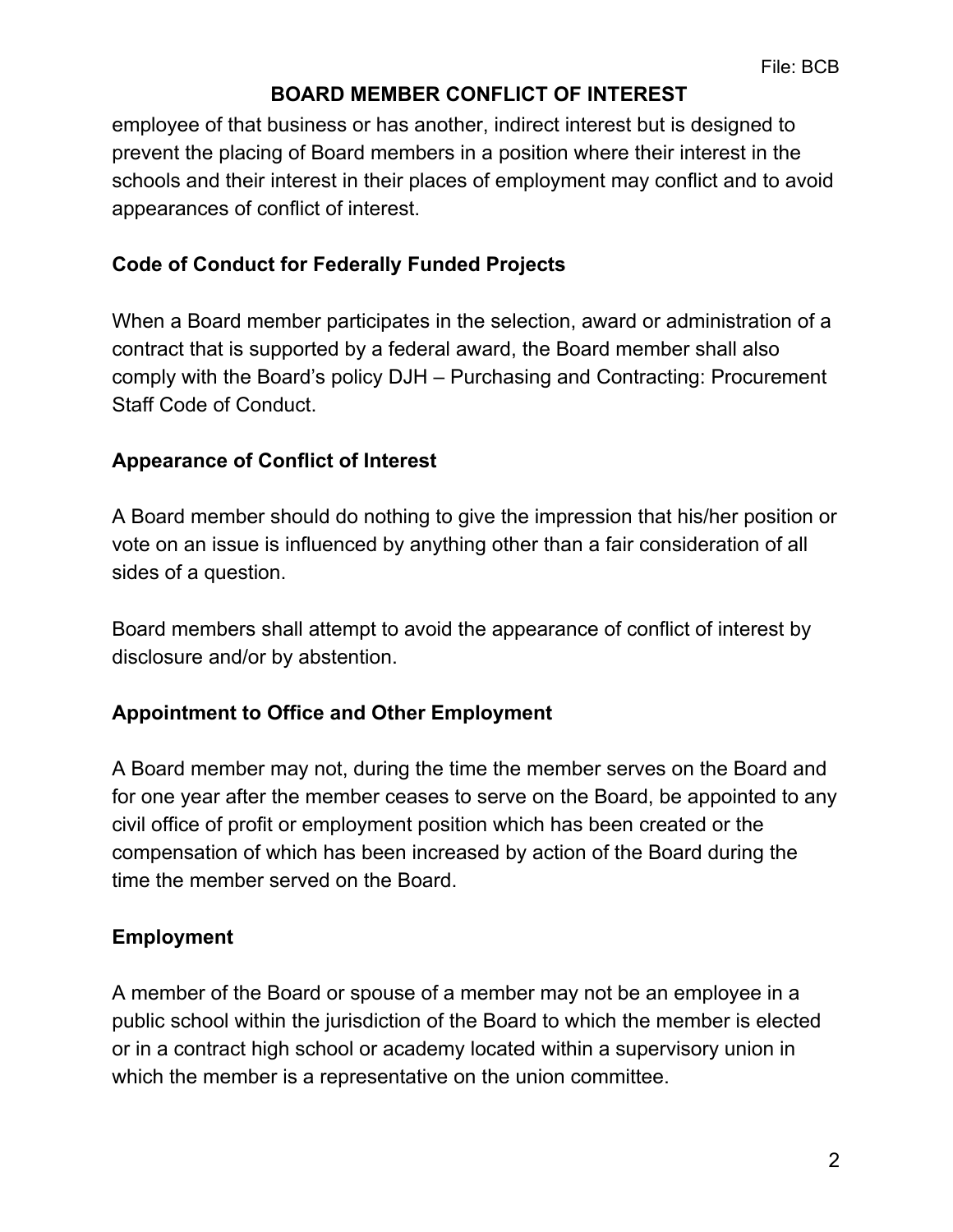employee of that business or has another, indirect interest but is designed to prevent the placing of Board members in a position where their interest in the schools and their interest in their places of employment may conflict and to avoid appearances of conflict of interest.

## Code of Conduct for Federally Funded Projects

When a Board member participates in the selection, award or administration of a contract that is supported by a federal award, the Board member shall also comply with the Board's policy DJH – Purchasing and Contracting: Procurement Staff Code of Conduct.

## Appearance of Conflict of Interest

A Board member should do nothing to give the impression that his/her position or vote on an issue is influenced by anything other than a fair consideration of all sides of a question.

Board members shall attempt to avoid the appearance of conflict of interest by disclosure and/or by abstention.

## Appointment to Office and Other Employment

A Board member may not, during the time the member serves on the Board and for one year after the member ceases to serve on the Board, be appointed to any civil office of profit or employment position which has been created or the compensation of which has been increased by action of the Board during the time the member served on the Board.

## Employment

A member of the Board or spouse of a member may not be an employee in a public school within the jurisdiction of the Board to which the member is elected or in a contract high school or academy located within a supervisory union in which the member is a representative on the union committee.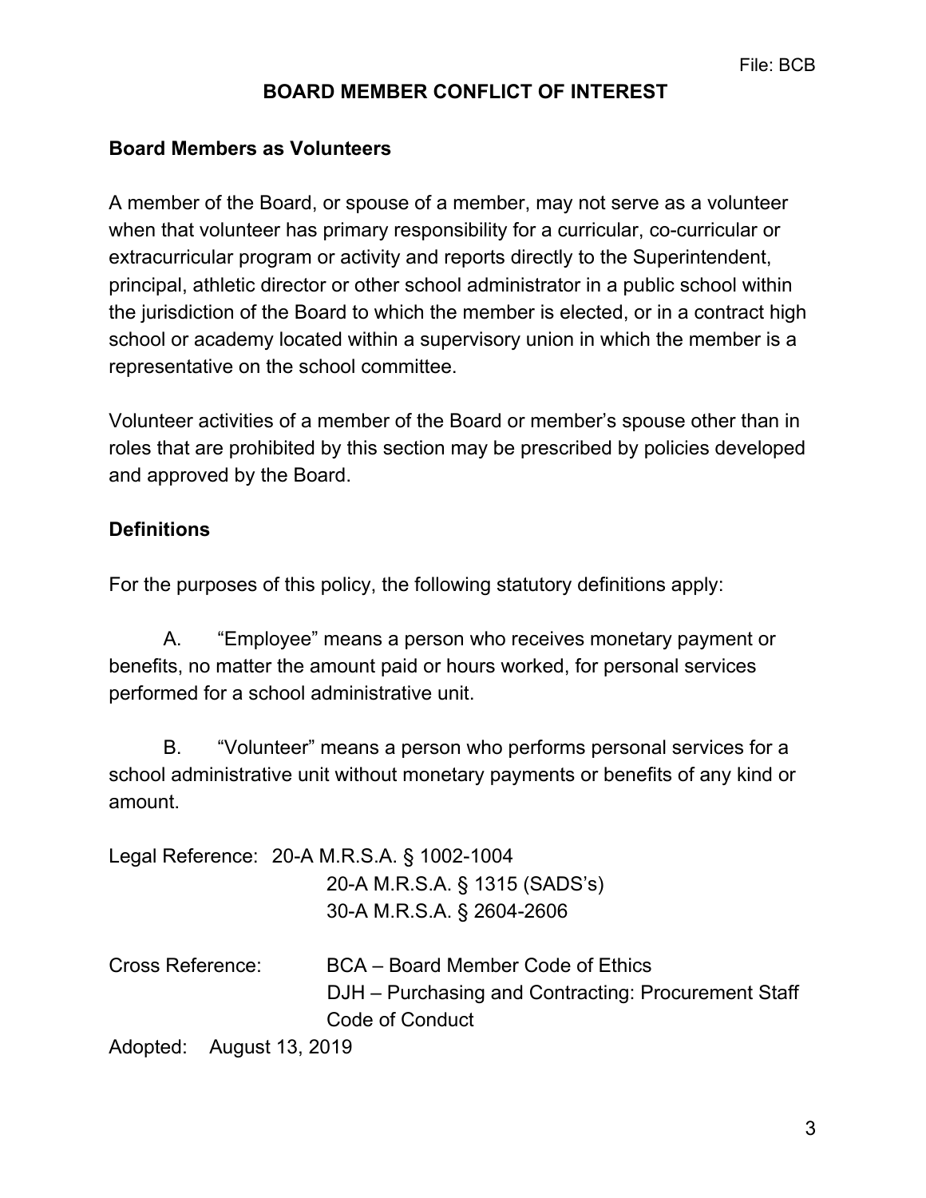File: BCB

# BOARD MEMBER CONFLICT OF INTEREST

## Board Members as Volunteers

A member of the Board, or spouse of a member, may not serve as a volunteer when that volunteer has primary responsibility for a curricular, co-curricular or extracurricular program or activity and reports directly to the Superintendent, principal, athletic director or other school administrator in a public school within the jurisdiction of the Board to which the member is elected, or in a contract high school or academy located within a supervisory union in which the member is a representative on the school committee.

Volunteer activities of a member of the Board or member's spouse other than in roles that are prohibited by this section may be prescribed by policies developed and approved by the Board.

## Definitions

For the purposes of this policy, the following statutory definitions apply:

A. "Employee" means a person who receives monetary payment or benefits, no matter the amount paid or hours worked, for personal services performed for a school administrative unit.

B. "Volunteer" means a person who performs personal services for a school administrative unit without monetary payments or benefits of any kind or amount.

Legal Reference: 20-A M.R.S.A. § 1002-1004
20-A M.R.S.A. § 1315 (SADS's)
30-A M.R.S.A. § 2604-2606

Cross Reference: BCA – Board Member Code of Ethics
DJH – Purchasing and Contracting: Procurement Staff Code of Conduct

Adopted: August 13, 2019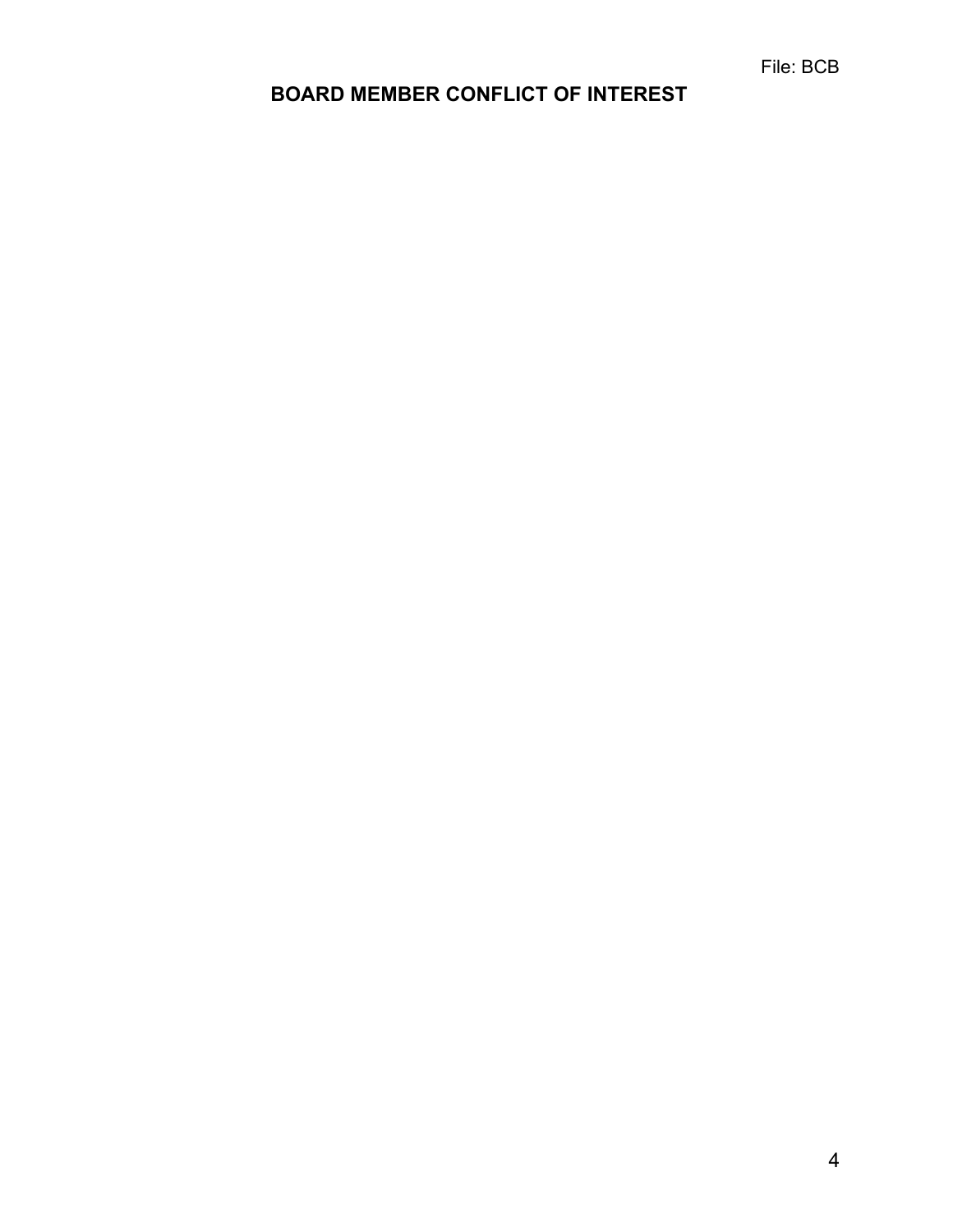File: BCB

# BOARD MEMBER CONFLICT OF INTEREST